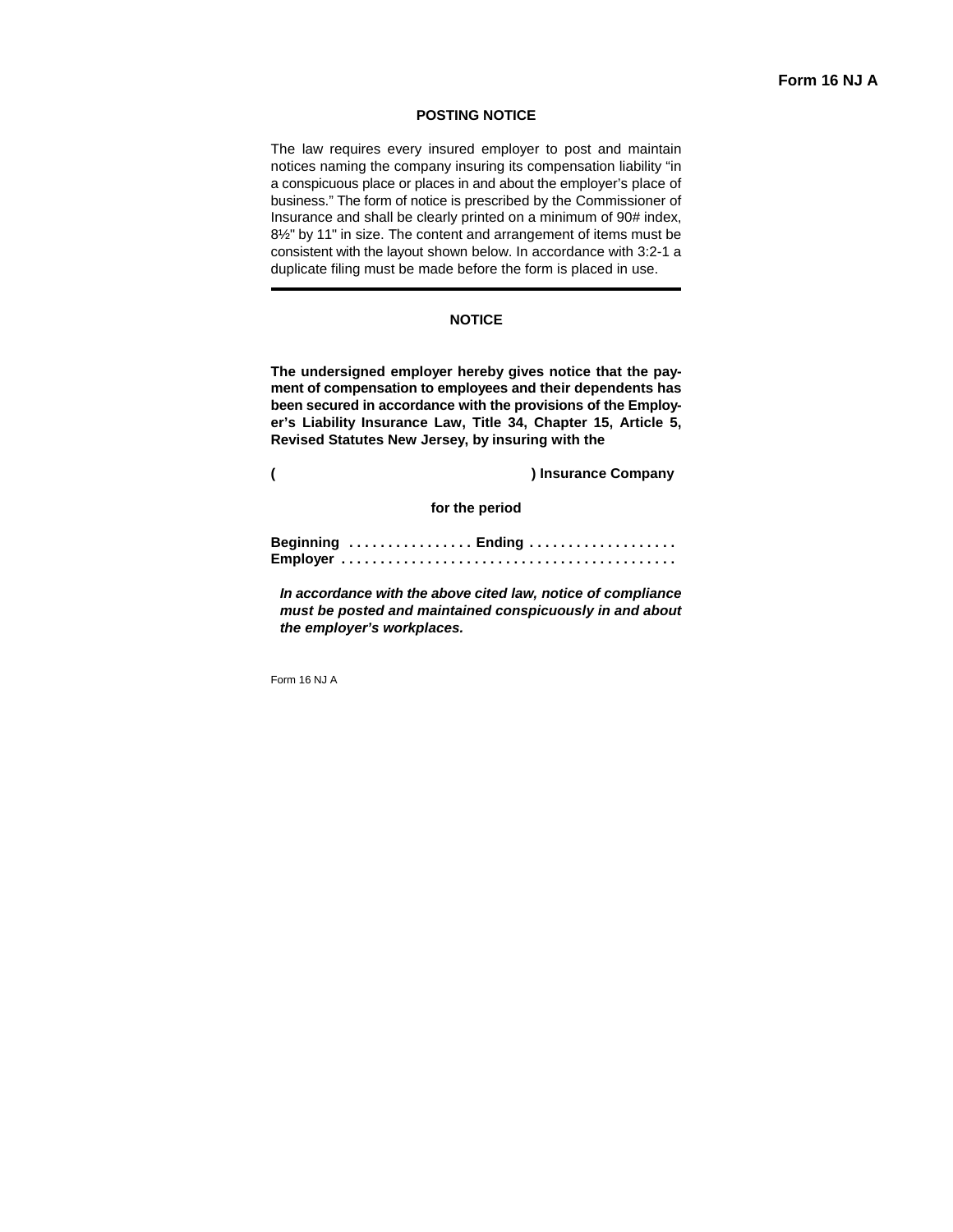**Form 16 NJ A**

## POSTING NOTICE

The law requires every insured employer to post and maintain notices naming the company insuring its compensation liability "in a conspicuous place or places in and about the employer's place of business." The form of notice is prescribed by the Commissioner of Insurance and shall be clearly printed on a minimum of 90# index, 8½" by 11" in size. The content and arrangement of items must be consistent with the layout shown below. In accordance with 3:2-1 a duplicate filing must be made before the form is placed in use.

---

## NOTICE

**The undersigned employer hereby gives notice that the payment of compensation to employees and their dependents has been secured in accordance with the provisions of the Employer's Liability Insurance Law, Title 34, Chapter 15, Article 5, Revised Statutes New Jersey, by insuring with the**

**( ) Insurance Company**

**for the period**

**Beginning . . . . . . . . . . . . . . . . Ending . . . . . . . . . . . . . . . . . . .**
**Employer . . . . . . . . . . . . . . . . . . . . . . . . . . . . . . . . . . . . . . . . . .**

***In accordance with the above cited law, notice of compliance must be posted and maintained conspicuously in and about the employer's workplaces.***

Form 16 NJ A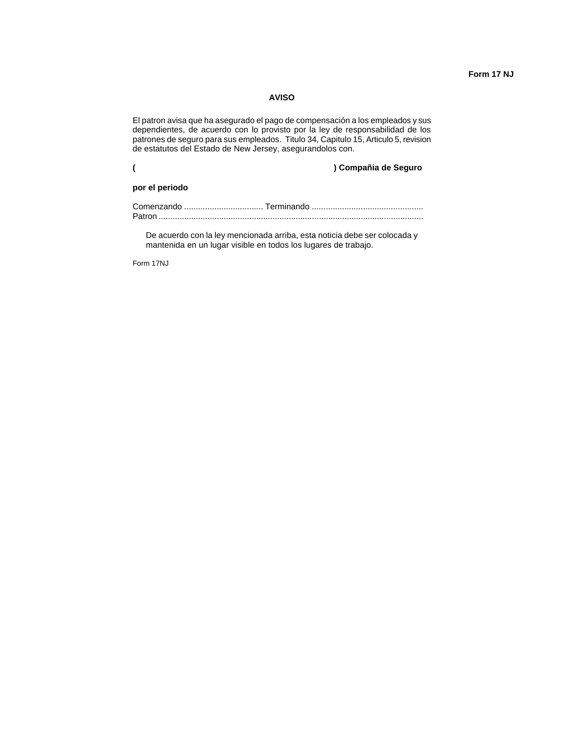**Form 17 NJ**

**AVISO**

El patron avisa que ha asegurado el pago de compensación a los empleados y sus dependientes, de acuerdo con lo provisto por la ley de responsabilidad de los patrones de seguro para sus empleados. Titulo 34, Capitulo 15, Articulo 5, revision de estatutos del Estado de New Jersey, asegurandolos con.

**( ) Compañia de Seguro**

**por el periodo**

Comenzando .................................. Terminando ................................................
Patron ..................................................................................................................

De acuerdo con la ley mencionada arriba, esta noticia debe ser colocada y mantenida en un lugar visible en todos los lugares de trabajo.

Form 17NJ